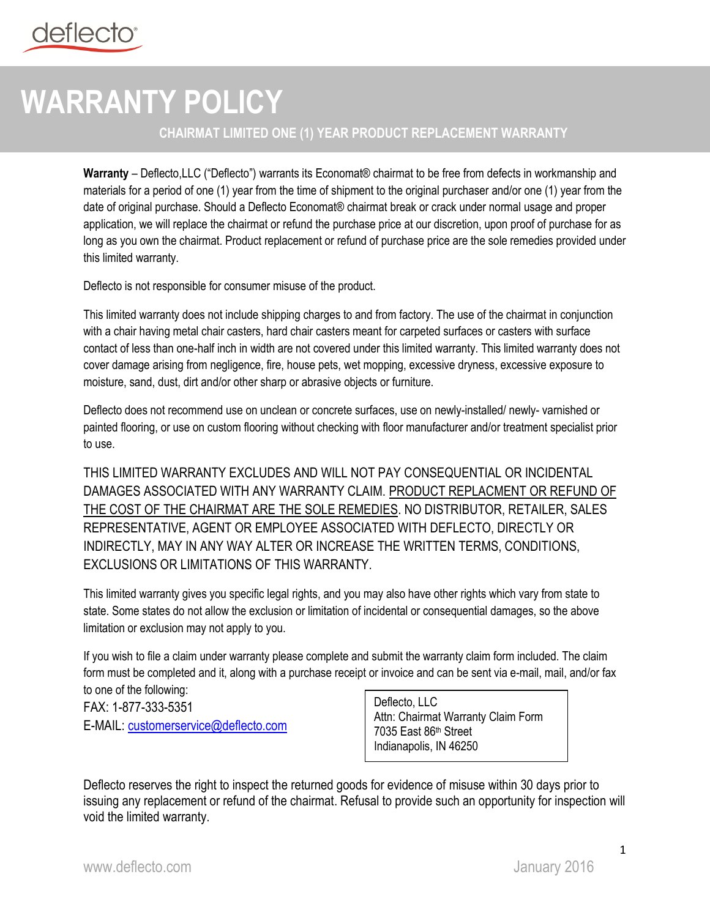deflecto®

# WARRANTY POLICY

## CHAIRMAT LIMITED ONE (1) YEAR PRODUCT REPLACEMENT WARRANTY

**Warranty** – Deflecto,LLC ("Deflecto") warrants its Economat® chairmat to be free from defects in workmanship and materials for a period of one (1) year from the time of shipment to the original purchaser and/or one (1) year from the date of original purchase. Should a Deflecto Economat® chairmat break or crack under normal usage and proper application, we will replace the chairmat or refund the purchase price at our discretion, upon proof of purchase for as long as you own the chairmat. Product replacement or refund of purchase price are the sole remedies provided under this limited warranty.

Deflecto is not responsible for consumer misuse of the product.

This limited warranty does not include shipping charges to and from factory. The use of the chairmat in conjunction with a chair having metal chair casters, hard chair casters meant for carpeted surfaces or casters with surface contact of less than one-half inch in width are not covered under this limited warranty. This limited warranty does not cover damage arising from negligence, fire, house pets, wet mopping, excessive dryness, excessive exposure to moisture, sand, dust, dirt and/or other sharp or abrasive objects or furniture.

Deflecto does not recommend use on unclean or concrete surfaces, use on newly-installed/ newly- varnished or painted flooring, or use on custom flooring without checking with floor manufacturer and/or treatment specialist prior to use.

THIS LIMITED WARRANTY EXCLUDES AND WILL NOT PAY CONSEQUENTIAL OR INCIDENTAL DAMAGES ASSOCIATED WITH ANY WARRANTY CLAIM. <u>PRODUCT REPLACMENT OR REFUND OF THE COST OF THE CHAIRMAT ARE THE SOLE REMEDIES</u>. NO DISTRIBUTOR, RETAILER, SALES REPRESENTATIVE, AGENT OR EMPLOYEE ASSOCIATED WITH DEFLECTO, DIRECTLY OR INDIRECTLY, MAY IN ANY WAY ALTER OR INCREASE THE WRITTEN TERMS, CONDITIONS, EXCLUSIONS OR LIMITATIONS OF THIS WARRANTY.

This limited warranty gives you specific legal rights, and you may also have other rights which vary from state to state. Some states do not allow the exclusion or limitation of incidental or consequential damages, so the above limitation or exclusion may not apply to you.

If you wish to file a claim under warranty please complete and submit the warranty claim form included. The claim form must be completed and it, along with a purchase receipt or invoice and can be sent via e-mail, mail, and/or fax to one of the following:

FAX: 1-877-333-5351
E-MAIL: customerservice@deflecto.com

Deflecto, LLC
Attn: Chairmat Warranty Claim Form
7035 East 86th Street
Indianapolis, IN 46250

Deflecto reserves the right to inspect the returned goods for evidence of misuse within 30 days prior to issuing any replacement or refund of the chairmat. Refusal to provide such an opportunity for inspection will void the limited warranty.

www.deflecto.com January 2016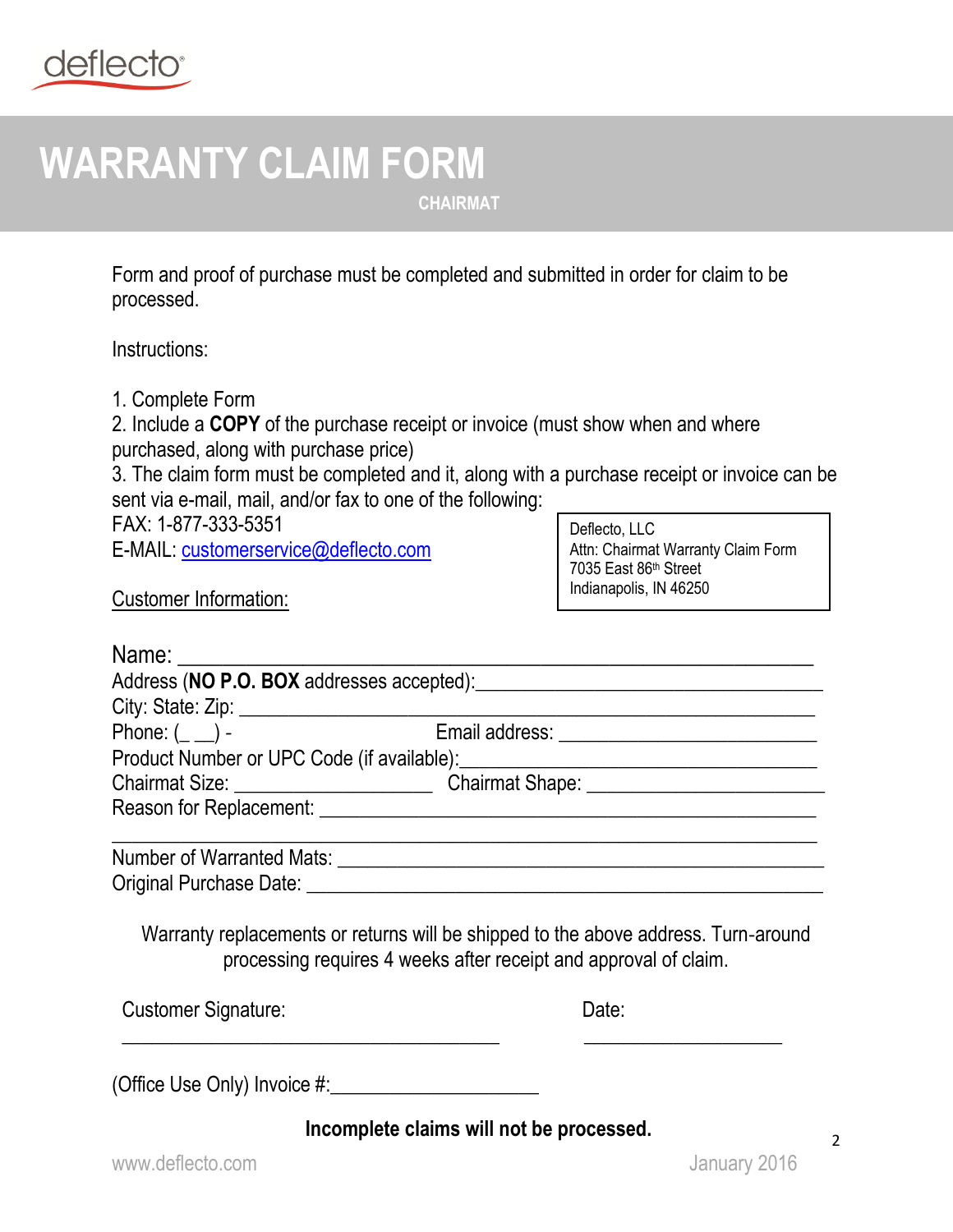deflecto

# WARRANTY CLAIM FORM

CHAIRMAT

Form and proof of purchase must be completed and submitted in order for claim to be processed.

Instructions:

1. Complete Form
2. Include a **COPY** of the purchase receipt or invoice (must show when and where purchased, along with purchase price)
3. The claim form must be completed and it, along with a purchase receipt or invoice can be sent via e-mail, mail, and/or fax to one of the following:

FAX: 1-877-333-5351
E-MAIL: customerservice@deflecto.com

Deflecto, LLC
Attn: Chairmat Warranty Claim Form
7035 East 86th Street
Indianapolis, IN 46250

Customer Information:

Name: ____________________________________________________________
Address (**NO P.O. BOX** addresses accepted):_________________________________
City: State: Zip: _______________________________________________________
Phone: (_ __) - Email address: ________________________
Product Number or UPC Code (if available):___________________________________
Chairmat Size: ___________________ Chairmat Shape: ______________________
Reason for Replacement: _______________________________________________
______________________________________________________________________
Number of Warranted Mats: ______________________________________________
Original Purchase Date: ________________________________________________

Warranty replacements or returns will be shipped to the above address. Turn-around processing requires 4 weeks after receipt and approval of claim.

Customer Signature: ____________________________________ Date: ___________________

(Office Use Only) Invoice #:____________________

**Incomplete claims will not be processed.**

www.deflecto.com January 2016